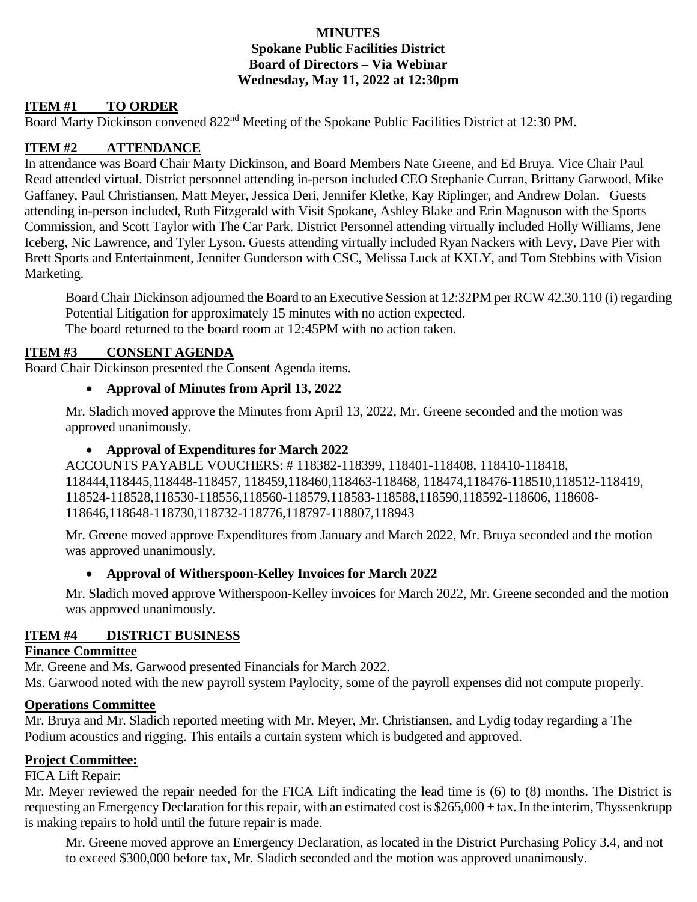**MINUTES**
**Spokane Public Facilities District**
**Board of Directors – Via Webinar**
**Wednesday, May 11, 2022 at 12:30pm**

## ITEM #1 TO ORDER

Board Marty Dickinson convened 822nd Meeting of the Spokane Public Facilities District at 12:30 PM.

## ITEM #2 ATTENDANCE

In attendance was Board Chair Marty Dickinson, and Board Members Nate Greene, and Ed Bruya. Vice Chair Paul Read attended virtual. District personnel attending in-person included CEO Stephanie Curran, Brittany Garwood, Mike Gaffaney, Paul Christiansen, Matt Meyer, Jessica Deri, Jennifer Kletke, Kay Riplinger, and Andrew Dolan. Guests attending in-person included, Ruth Fitzgerald with Visit Spokane, Ashley Blake and Erin Magnuson with the Sports Commission, and Scott Taylor with The Car Park. District Personnel attending virtually included Holly Williams, Jene Iceberg, Nic Lawrence, and Tyler Lyson. Guests attending virtually included Ryan Nackers with Levy, Dave Pier with Brett Sports and Entertainment, Jennifer Gunderson with CSC, Melissa Luck at KXLY, and Tom Stebbins with Vision Marketing.

Board Chair Dickinson adjourned the Board to an Executive Session at 12:32PM per RCW 42.30.110 (i) regarding Potential Litigation for approximately 15 minutes with no action expected.
The board returned to the board room at 12:45PM with no action taken.

## ITEM #3 CONSENT AGENDA

Board Chair Dickinson presented the Consent Agenda items.

- **Approval of Minutes from April 13, 2022**

Mr. Sladich moved approve the Minutes from April 13, 2022, Mr. Greene seconded and the motion was approved unanimously.

- **Approval of Expenditures for March 2022**

ACCOUNTS PAYABLE VOUCHERS: # 118382-118399, 118401-118408, 118410-118418, 118444,118445,118448-118457, 118459,118460,118463-118468, 118474,118476-118510,118512-118419, 118524-118528,118530-118556,118560-118579,118583-118588,118590,118592-118606, 118608-118646,118648-118730,118732-118776,118797-118807,118943

Mr. Greene moved approve Expenditures from January and March 2022, Mr. Bruya seconded and the motion was approved unanimously.

- **Approval of Witherspoon-Kelley Invoices for March 2022**

Mr. Sladich moved approve Witherspoon-Kelley invoices for March 2022, Mr. Greene seconded and the motion was approved unanimously.

## ITEM #4 DISTRICT BUSINESS

### Finance Committee

Mr. Greene and Ms. Garwood presented Financials for March 2022.
Ms. Garwood noted with the new payroll system Paylocity, some of the payroll expenses did not compute properly.

### Operations Committee

Mr. Bruya and Mr. Sladich reported meeting with Mr. Meyer, Mr. Christiansen, and Lydig today regarding a The Podium acoustics and rigging. This entails a curtain system which is budgeted and approved.

### Project Committee:

FICA Lift Repair:

Mr. Meyer reviewed the repair needed for the FICA Lift indicating the lead time is (6) to (8) months. The District is requesting an Emergency Declaration for this repair, with an estimated cost is $265,000 + tax. In the interim, Thyssenkrupp is making repairs to hold until the future repair is made.

Mr. Greene moved approve an Emergency Declaration, as located in the District Purchasing Policy 3.4, and not to exceed $300,000 before tax, Mr. Sladich seconded and the motion was approved unanimously.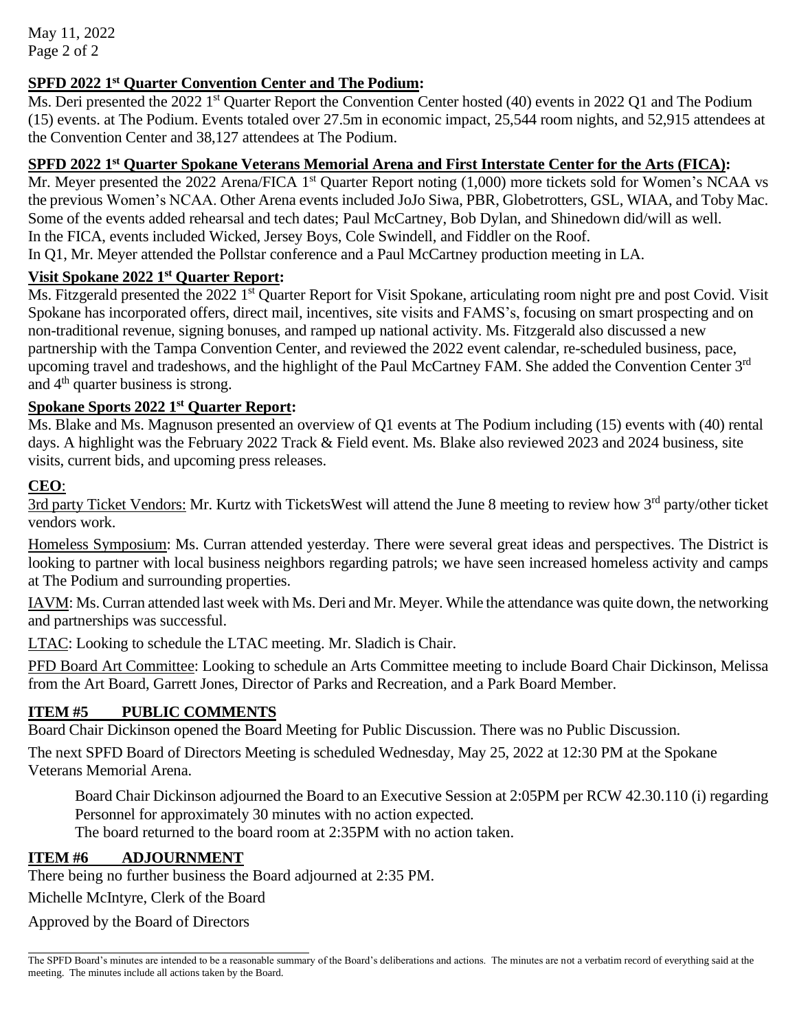**SPFD 2022 1st Quarter Convention Center and The Podium:**

Ms. Deri presented the 2022 1st Quarter Report the Convention Center hosted (40) events in 2022 Q1 and The Podium (15) events. at The Podium. Events totaled over 27.5m in economic impact, 25,544 room nights, and 52,915 attendees at the Convention Center and 38,127 attendees at The Podium.

**SPFD 2022 1st Quarter Spokane Veterans Memorial Arena and First Interstate Center for the Arts (FICA):**

Mr. Meyer presented the 2022 Arena/FICA 1st Quarter Report noting (1,000) more tickets sold for Women's NCAA vs the previous Women's NCAA. Other Arena events included JoJo Siwa, PBR, Globetrotters, GSL, WIAA, and Toby Mac. Some of the events added rehearsal and tech dates; Paul McCartney, Bob Dylan, and Shinedown did/will as well.
In the FICA, events included Wicked, Jersey Boys, Cole Swindell, and Fiddler on the Roof.
In Q1, Mr. Meyer attended the Pollstar conference and a Paul McCartney production meeting in LA.

**Visit Spokane 2022 1st Quarter Report:**

Ms. Fitzgerald presented the 2022 1st Quarter Report for Visit Spokane, articulating room night pre and post Covid. Visit Spokane has incorporated offers, direct mail, incentives, site visits and FAMS's, focusing on smart prospecting and on non-traditional revenue, signing bonuses, and ramped up national activity. Ms. Fitzgerald also discussed a new partnership with the Tampa Convention Center, and reviewed the 2022 event calendar, re-scheduled business, pace, upcoming travel and tradeshows, and the highlight of the Paul McCartney FAM. She added the Convention Center 3rd and 4th quarter business is strong.

**Spokane Sports 2022 1st Quarter Report:**

Ms. Blake and Ms. Magnuson presented an overview of Q1 events at The Podium including (15) events with (40) rental days. A highlight was the February 2022 Track & Field event. Ms. Blake also reviewed 2023 and 2024 business, site visits, current bids, and upcoming press releases.

**CEO**:

3rd party Ticket Vendors: Mr. Kurtz with TicketsWest will attend the June 8 meeting to review how 3rd party/other ticket vendors work.

Homeless Symposium: Ms. Curran attended yesterday. There were several great ideas and perspectives. The District is looking to partner with local business neighbors regarding patrols; we have seen increased homeless activity and camps at The Podium and surrounding properties.

IAVM: Ms. Curran attended last week with Ms. Deri and Mr. Meyer. While the attendance was quite down, the networking and partnerships was successful.

LTAC: Looking to schedule the LTAC meeting. Mr. Sladich is Chair.

PFD Board Art Committee: Looking to schedule an Arts Committee meeting to include Board Chair Dickinson, Melissa from the Art Board, Garrett Jones, Director of Parks and Recreation, and a Park Board Member.

## ITEM #5 PUBLIC COMMENTS

Board Chair Dickinson opened the Board Meeting for Public Discussion. There was no Public Discussion.

The next SPFD Board of Directors Meeting is scheduled Wednesday, May 25, 2022 at 12:30 PM at the Spokane Veterans Memorial Arena.

Board Chair Dickinson adjourned the Board to an Executive Session at 2:05PM per RCW 42.30.110 (i) regarding Personnel for approximately 30 minutes with no action expected.
The board returned to the board room at 2:35PM with no action taken.

## ITEM #6 ADJOURNMENT

There being no further business the Board adjourned at 2:35 PM.

Michelle McIntyre, Clerk of the Board

Approved by the Board of Directors

The SPFD Board's minutes are intended to be a reasonable summary of the Board's deliberations and actions. The minutes are not a verbatim record of everything said at the meeting. The minutes include all actions taken by the Board.